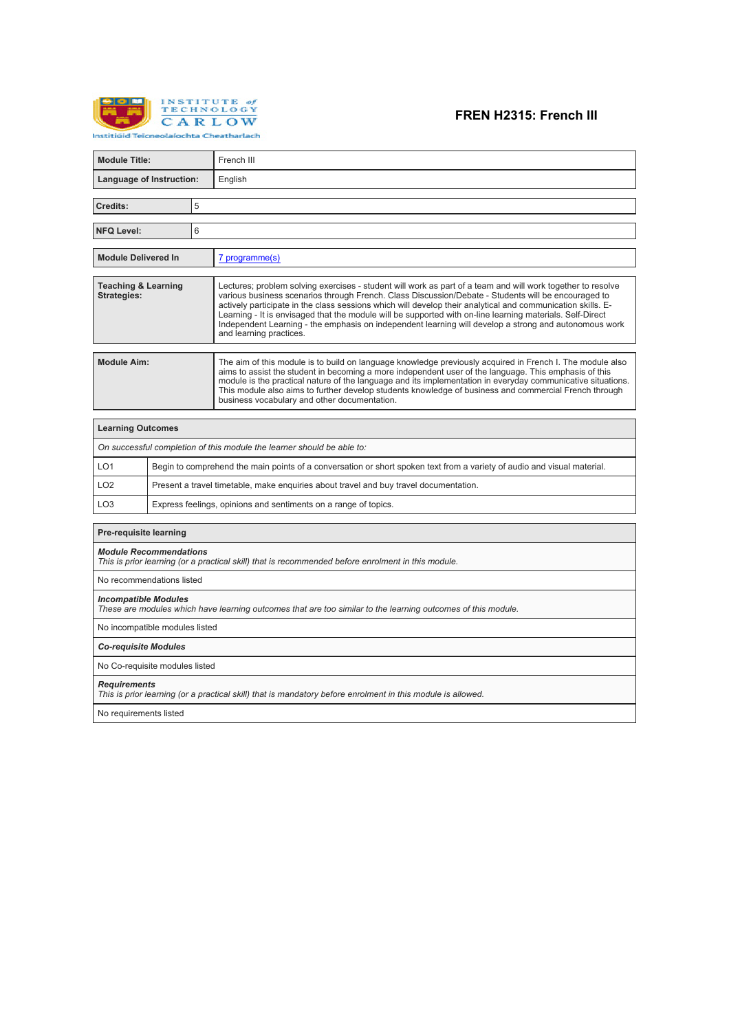Institute of Technology Carlow
Institiúid Teicneolaíochta Cheatharlach

# FREN H2315: French III

| | |
|---|---|
| **Module Title:** | French III |
| **Language of Instruction:** | English |

| | |
|---|---|
| **Credits:** | 5 |

| | |
|---|---|
| **NFQ Level:** | 6 |

| | |
|---|---|
| **Module Delivered In** | 7 programme(s) |

| | |
|---|---|
| **Teaching & Learning Strategies:** | Lectures; problem solving exercises - student will work as part of a team and will work together to resolve various business scenarios through French. Class Discussion/Debate - Students will be encouraged to actively participate in the class sessions which will develop their analytical and communication skills. E-Learning - It is envisaged that the module will be supported with on-line learning materials. Self-Direct Independent Learning - the emphasis on independent learning will develop a strong and autonomous work and learning practices. |

| | |
|---|---|
| **Module Aim:** | The aim of this module is to build on language knowledge previously acquired in French I. The module also aims to assist the student in becoming a more independent user of the language. This emphasis of this module is the practical nature of the language and its implementation in everyday communicative situations. This module also aims to further develop students knowledge of business and commercial French through business vocabulary and other documentation. |

| **Learning Outcomes** | |
|---|---|
| *On successful completion of this module the learner should be able to:* | |
| LO1 | Begin to comprehend the main points of a conversation or short spoken text from a variety of audio and visual material. |
| LO2 | Present a travel timetable, make enquiries about travel and buy travel documentation. |
| LO3 | Express feelings, opinions and sentiments on a range of topics. |

| **Pre-requisite learning** |
|---|
| ***Module Recommendations*** *This is prior learning (or a practical skill) that is recommended before enrolment in this module.* |
| No recommendations listed |
| ***Incompatible Modules*** *These are modules which have learning outcomes that are too similar to the learning outcomes of this module.* |
| No incompatible modules listed |
| ***Co-requisite Modules*** |
| No Co-requisite modules listed |
| ***Requirements*** *This is prior learning (or a practical skill) that is mandatory before enrolment in this module is allowed.* |
| No requirements listed |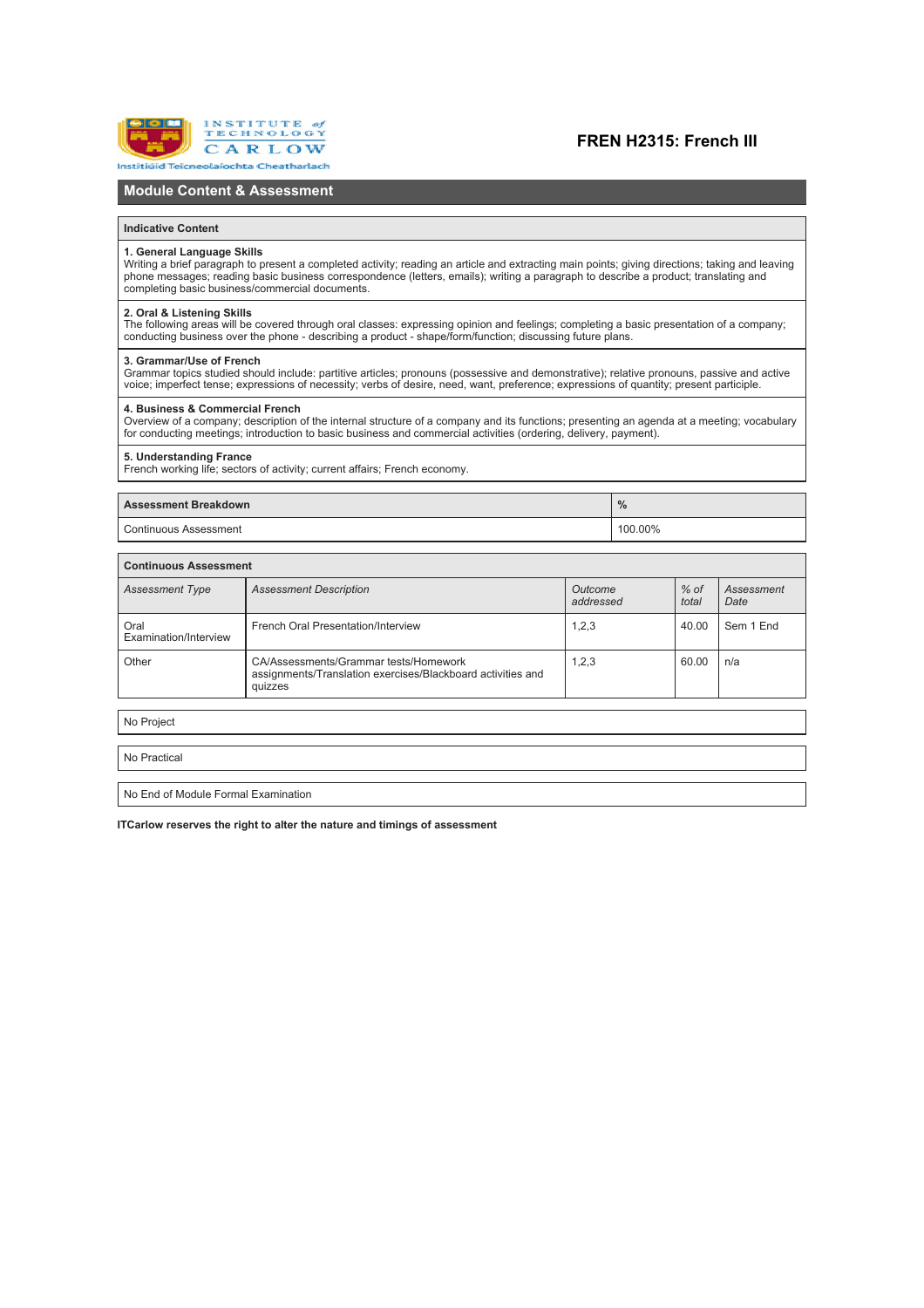# FREN H2315: French III

## Module Content & Assessment

| Indicative Content |
|---|
| **1. General Language Skills**<br>Writing a brief paragraph to present a completed activity; reading an article and extracting main points; giving directions; taking and leaving phone messages; reading basic business correspondence (letters, emails); writing a paragraph to describe a product; translating and completing basic business/commercial documents. |
| **2. Oral & Listening Skills**<br>The following areas will be covered through oral classes: expressing opinion and feelings; completing a basic presentation of a company; conducting business over the phone - describing a product - shape/form/function; discussing future plans. |
| **3. Grammar/Use of French**<br>Grammar topics studied should include: partitive articles; pronouns (possessive and demonstrative); relative pronouns, passive and active voice; imperfect tense; expressions of necessity; verbs of desire, need, want, preference; expressions of quantity; present participle. |
| **4. Business & Commercial French**<br>Overview of a company; description of the internal structure of a company and its functions; presenting an agenda at a meeting; vocabulary for conducting meetings; introduction to basic business and commercial activities (ordering, delivery, payment). |
| **5. Understanding France**<br>French working life; sectors of activity; current affairs; French economy. |

| Assessment Breakdown | % |
|---|---|
| Continuous Assessment | 100.00% |

**Continuous Assessment**

| *Assessment Type* | *Assessment Description* | *Outcome addressed* | *% of total* | *Assessment Date* |
|---|---|---|---|---|
| Oral Examination/Interview | French Oral Presentation/Interview | 1,2,3 | 40.00 | Sem 1 End |
| Other | CA/Assessments/Grammar tests/Homework assignments/Translation exercises/Blackboard activities and quizzes | 1,2,3 | 60.00 | n/a |

No Project

No Practical

No End of Module Formal Examination

**ITCarlow reserves the right to alter the nature and timings of assessment**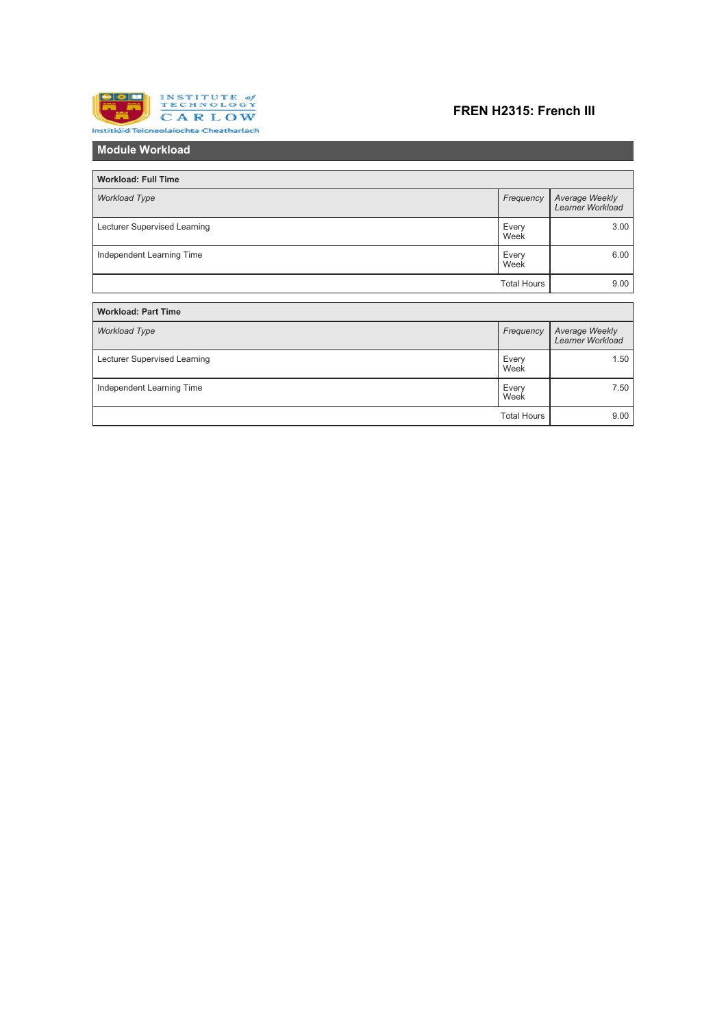# FREN H2315: French III

## Module Workload

| Workload: Full Time | | |
|---|---|---|
| *Workload Type* | *Frequency* | *Average Weekly Learner Workload* |
| Lecturer Supervised Learning | Every Week | 3.00 |
| Independent Learning Time | Every Week | 6.00 |
| | Total Hours | 9.00 |

| Workload: Part Time | | |
|---|---|---|
| *Workload Type* | *Frequency* | *Average Weekly Learner Workload* |
| Lecturer Supervised Learning | Every Week | 1.50 |
| Independent Learning Time | Every Week | 7.50 |
| | Total Hours | 9.00 |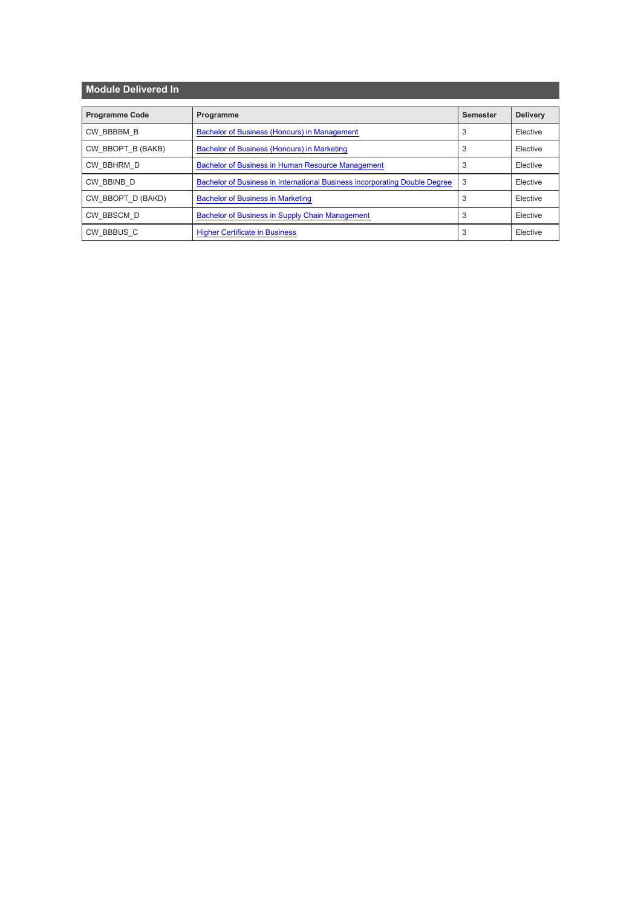## Module Delivered In

| Programme Code | Programme | Semester | Delivery |
| --- | --- | --- | --- |
| CW_BBBBM_B | Bachelor of Business (Honours) in Management | 3 | Elective |
| CW_BBOPT_B (BAKB) | Bachelor of Business (Honours) in Marketing | 3 | Elective |
| CW_BBHRM_D | Bachelor of Business in Human Resource Management | 3 | Elective |
| CW_BBINB_D | Bachelor of Business in International Business incorporating Double Degree | 3 | Elective |
| CW_BBOPT_D (BAKD) | Bachelor of Business in Marketing | 3 | Elective |
| CW_BBSCM_D | Bachelor of Business in Supply Chain Management | 3 | Elective |
| CW_BBBUS_C | Higher Certificate in Business | 3 | Elective |